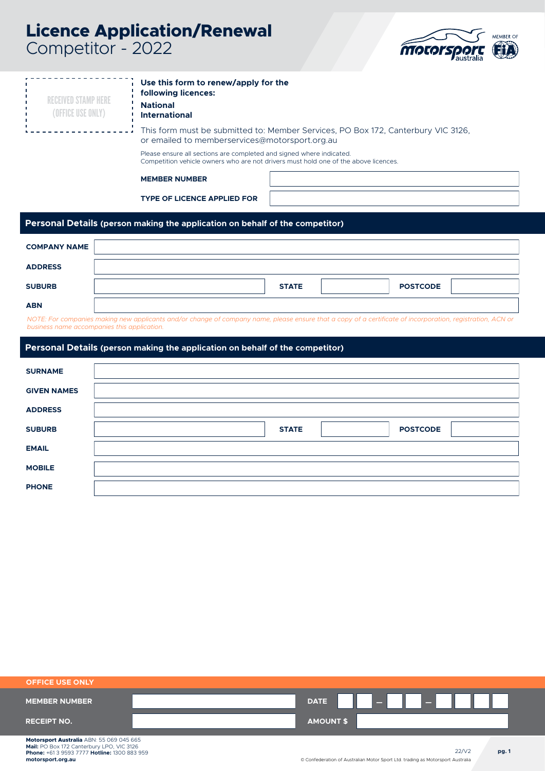# Licence Application/Renewal
## Competitor - 2022

RECEIVED STAMP HERE (OFFICE USE ONLY)

**Use this form to renew/apply for the following licences:**

**National**
**International**

This form must be submitted to: Member Services, PO Box 172, Canterbury VIC 3126, or emailed to memberservices@motorsport.org.au

Please ensure all sections are completed and signed where indicated.
Competition vehicle owners who are not drivers must hold one of the above licences.

| | |
|---|---|
| **MEMBER NUMBER** | |
| **TYPE OF LICENCE APPLIED FOR** | |

## Personal Details (person making the application on behalf of the competitor)

| | | | | | |
|---|---|---|---|---|---|
| **COMPANY NAME** | | | | | |
| **ADDRESS** | | | | | |
| **SUBURB** | | **STATE** | | **POSTCODE** | |
| **ABN** | | | | | |

*NOTE: For companies making new applicants and/or change of company name, please ensure that a copy of a certificate of incorporation, registration, ACN or business name accompanies this application.*

## Personal Details (person making the application on behalf of the competitor)

| | | | | | |
|---|---|---|---|---|---|
| **SURNAME** | | | | | |
| **GIVEN NAMES** | | | | | |
| **ADDRESS** | | | | | |
| **SUBURB** | | **STATE** | | **POSTCODE** | |
| **EMAIL** | | | | | |
| **MOBILE** | | | | | |
| **PHONE** | | | | | |

**OFFICE USE ONLY**

| | | | |
|---|---|---|---|
| **MEMBER NUMBER** | | **DATE** | – – |
| **RECEIPT NO.** | | **AMOUNT $** | |

**Motorsport Australia** ABN: 55 069 045 665
**Mail:** PO Box 172 Canterbury LPO, VIC 3126
**Phone:** +61 3 9593 7777 **Hotline:** 1300 883 959
**motorsport.org.au**

22/V2

© Confederation of Australian Motor Sport Ltd. trading as Motorsport Australia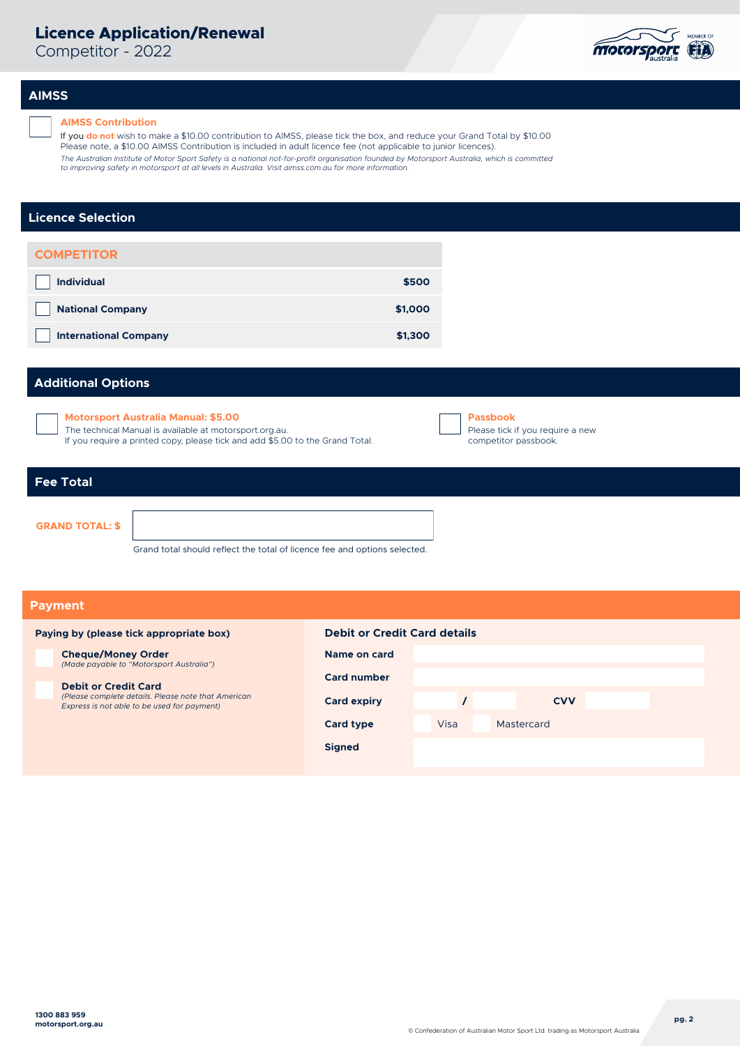## AIMSS

☐ **AIMSS Contribution**

If you **do not** wish to make a $10.00 contribution to AIMSS, please tick the box, and reduce your Grand Total by $10.00
Please note, a $10.00 AIMSS Contribution is included in adult licence fee (not applicable to junior licences).

*The Australian Institute of Motor Sport Safety is a national not-for-profit organisation founded by Motorsport Australia, which is committed to improving safety in motorsport at all levels in Australia. Visit aimss.com.au for more information.*

## Licence Selection

| COMPETITOR | |
|---|---|
| ☐ **Individual** | **$500** |
| ☐ **National Company** | **$1,000** |
| ☐ **International Company** | **$1,300** |

## Additional Options

☐ **Motorsport Australia Manual: $5.00**
The technical Manual is available at motorsport.org.au.
If you require a printed copy, please tick and add $5.00 to the Grand Total.

☐ **Passbook**
Please tick if you require a new competitor passbook.

## Fee Total

**GRAND TOTAL: $** ______________________

Grand total should reflect the total of licence fee and options selected.

## Payment

**Paying by (please tick appropriate box)**

☐ **Cheque/Money Order**
*(Made payable to "Motorsport Australia")*

☐ **Debit or Credit Card**
*(Please complete details. Please note that American Express is not able to be used for payment)*

**Debit or Credit Card details**

**Name on card** ______________________

**Card number** ______________________

**Card expiry** ______ / ______ **CVV** ______

**Card type** ☐ Visa ☐ Mastercard

**Signed** ______________________

**1300 883 959**
**motorsport.org.au**

© Confederation of Australian Motor Sport Ltd. trading as Motorsport Australia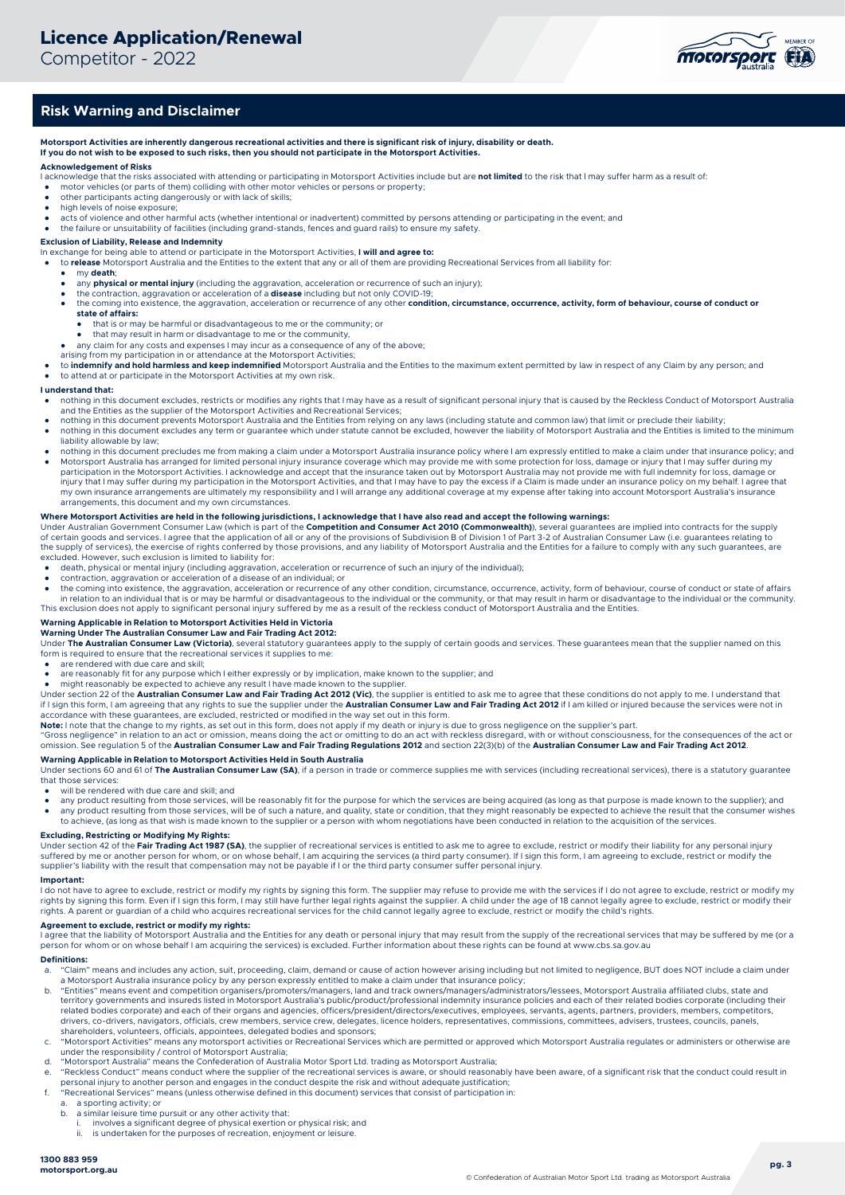# Licence Application/Renewal

Competitor - 2022

## Risk Warning and Disclaimer

**Motorsport Activities are inherently dangerous recreational activities and there is significant risk of injury, disability or death.**
**If you do not wish to be exposed to such risks, then you should not participate in the Motorsport Activities.**

### Acknowledgement of Risks

I acknowledge that the risks associated with attending or participating in Motorsport Activities include but are **not limited** to the risk that I may suffer harm as a result of:

- motor vehicles (or parts of them) colliding with other motor vehicles or persons or property;
- other participants acting dangerously or with lack of skills;
- high levels of noise exposure;
- acts of violence and other harmful acts (whether intentional or inadvertent) committed by persons attending or participating in the event; and
- the failure or unsuitability of facilities (including grand-stands, fences and guard rails) to ensure my safety.

### Exclusion of Liability, Release and Indemnity

In exchange for being able to attend or participate in the Motorsport Activities, **I will and agree to:**

- to **release** Motorsport Australia and the Entities to the extent that any or all of them are providing Recreational Services from all liability for:
  - my **death**;
  - any **physical or mental injury** (including the aggravation, acceleration or recurrence of such an injury);
  - the contraction, aggravation or acceleration of a **disease** including but not only COVID-19;
  - the coming into existence, the aggravation, acceleration or recurrence of any other **condition, circumstance, occurrence, activity, form of behaviour, course of conduct or state of affairs:**
    - that is or may be harmful or disadvantageous to me or the community; or
    - that may result in harm or disadvantage to me or the community,
  - any claim for any costs and expenses I may incur as a consequence of any of the above;

  arising from my participation in or attendance at the Motorsport Activities;
- to **indemnify and hold harmless and keep indemnified** Motorsport Australia and the Entities to the maximum extent permitted by law in respect of any Claim by any person; and
- to attend at or participate in the Motorsport Activities at my own risk.

### I understand that:

- nothing in this document excludes, restricts or modifies any rights that I may have as a result of significant personal injury that is caused by the Reckless Conduct of Motorsport Australia and the Entities as the supplier of the Motorsport Activities and Recreational Services;
- nothing in this document prevents Motorsport Australia and the Entities from relying on any laws (including statute and common law) that limit or preclude their liability;
- nothing in this document excludes any term or guarantee which under statute cannot be excluded, however the liability of Motorsport Australia and the Entities is limited to the minimum liability allowable by law;
- nothing in this document precludes me from making a claim under a Motorsport Australia insurance policy where I am expressly entitled to make a claim under that insurance policy; and
- Motorsport Australia has arranged for limited personal injury insurance coverage which may provide me with some protection for loss, damage or injury that I may suffer during my participation in the Motorsport Activities. I acknowledge and accept that the insurance taken out by Motorsport Australia may not provide me with full indemnity for loss, damage or injury that I may suffer during my participation in the Motorsport Activities, and that I may have to pay the excess if a Claim is made under an insurance policy on my behalf. I agree that my own insurance arrangements are ultimately my responsibility and I will arrange any additional coverage at my expense after taking into account Motorsport Australia's insurance arrangements, this document and my own circumstances.

### Where Motorsport Activities are held in the following jurisdictions, I acknowledge that I have also read and accept the following warnings:

Under Australian Government Consumer Law (which is part of the **Competition and Consumer Act 2010 (Commonwealth)**), several guarantees are implied into contracts for the supply of certain goods and services. I agree that the application of all or any of the provisions of Subdivision B of Division 1 of Part 3-2 of Australian Consumer Law (i.e. guarantees relating to the supply of services), the exercise of rights conferred by those provisions, and any liability of Motorsport Australia and the Entities for a failure to comply with any such guarantees, are excluded. However, such exclusion is limited to liability for:

- death, physical or mental injury (including aggravation, acceleration or recurrence of such an injury of the individual);
- contraction, aggravation or acceleration of a disease of an individual; or
- the coming into existence, the aggravation, acceleration or recurrence of any other condition, circumstance, occurrence, activity, form of behaviour, course of conduct or state of affairs in relation to an individual that is or may be harmful or disadvantageous to the individual or the community, or that may result in harm or disadvantage to the individual or the community.

This exclusion does not apply to significant personal injury suffered by me as a result of the reckless conduct of Motorsport Australia and the Entities.

### Warning Applicable in Relation to Motorsport Activities Held in Victoria

**Warning Under The Australian Consumer Law and Fair Trading Act 2012:**

Under **The Australian Consumer Law (Victoria)**, several statutory guarantees apply to the supply of certain goods and services. These guarantees mean that the supplier named on this form is required to ensure that the recreational services it supplies to me:

- are rendered with due care and skill;
- are reasonably fit for any purpose which I either expressly or by implication, make known to the supplier; and
- might reasonably be expected to achieve any result I have made known to the supplier.

Under section 22 of the **Australian Consumer Law and Fair Trading Act 2012 (Vic)**, the supplier is entitled to ask me to agree that these conditions do not apply to me. I understand that if I sign this form, I am agreeing that any rights to sue the supplier under the **Australian Consumer Law and Fair Trading Act 2012** if I am killed or injured because the services were not in accordance with these guarantees, are excluded, restricted or modified in the way set out in this form.

**Note:** I note that the change to my rights, as set out in this form, does not apply if my death or injury is due to gross negligence on the supplier's part.

"Gross negligence" in relation to an act or omission, means doing the act or omitting to do an act with reckless disregard, with or without consciousness, for the consequences of the act or omission. See regulation 5 of the **Australian Consumer Law and Fair Trading Regulations 2012** and section 22(3)(b) of the **Australian Consumer Law and Fair Trading Act 2012**.

### Warning Applicable in Relation to Motorsport Activities Held in South Australia

Under sections 60 and 61 of **The Australian Consumer Law (SA)**, if a person in trade or commerce supplies me with services (including recreational services), there is a statutory guarantee that those services:

- will be rendered with due care and skill; and
- any product resulting from those services, will be reasonably fit for the purpose for which the services are being acquired (as long as that purpose is made known to the supplier); and
- any product resulting from those services, will be of such a nature, and quality, state or condition, that they might reasonably be expected to achieve the result that the consumer wishes to achieve, (as long as that wish is made known to the supplier or a person with whom negotiations have been conducted in relation to the acquisition of the services.

### Excluding, Restricting or Modifying My Rights:

Under section 42 of the **Fair Trading Act 1987 (SA)**, the supplier of recreational services is entitled to ask me to agree to exclude, restrict or modify their liability for any personal injury suffered by me or another person for whom, or on whose behalf, I am acquiring the services (a third party consumer). If I sign this form, I am agreeing to exclude, restrict or modify the supplier's liability with the result that compensation may not be payable if I or the third party consumer suffer personal injury.

### Important:

I do not have to agree to exclude, restrict or modify my rights by signing this form. The supplier may refuse to provide me with the services if I do not agree to exclude, restrict or modify my rights by signing this form. Even if I sign this form, I may still have further legal rights against the supplier. A child under the age of 18 cannot legally agree to exclude, restrict or modify their rights. A parent or guardian of a child who acquires recreational services for the child cannot legally agree to exclude, restrict or modify the child's rights.

### Agreement to exclude, restrict or modify my rights:

I agree that the liability of Motorsport Australia and the Entities for any death or personal injury that may result from the supply of the recreational services that may be suffered by me (or a person for whom or on whose behalf I am acquiring the services) is excluded. Further information about these rights can be found at www.cbs.sa.gov.au

### Definitions:

a. "Claim" means and includes any action, suit, proceeding, claim, demand or cause of action however arising including but not limited to negligence, BUT does NOT include a claim under a Motorsport Australia insurance policy by any person expressly entitled to make a claim under that insurance policy;

b. "Entities" means event and competition organisers/promoters/managers, land and track owners/managers/administrators/lessees, Motorsport Australia affiliated clubs, state and territory governments and insureds listed in Motorsport Australia's public/product/professional indemnity insurance policies and each of their related bodies corporate (including their related bodies corporate) and each of their organs and agencies, officers/president/directors/executives, employees, servants, agents, partners, providers, members, competitors, drivers, co-drivers, navigators, officials, crew members, service crew, delegates, licence holders, representatives, commissions, committees, advisers, trustees, councils, panels, shareholders, volunteers, officials, appointees, delegated bodies and sponsors;

c. "Motorsport Activities" means any motorsport activities or Recreational Services which are permitted or approved which Motorsport Australia regulates or administers or otherwise are under the responsibility / control of Motorsport Australia;

d. "Motorsport Australia" means the Confederation of Australia Motor Sport Ltd. trading as Motorsport Australia;

e. "Reckless Conduct" means conduct where the supplier of the recreational services is aware, or should reasonably have been aware, of a significant risk that the conduct could result in personal injury to another person and engages in the conduct despite the risk and without adequate justification;

f. "Recreational Services" means (unless otherwise defined in this document) services that consist of participation in:

   a. a sporting activity; or
   b. a similar leisure time pursuit or any other activity that:
      i. involves a significant degree of physical exertion or physical risk; and
      ii. is undertaken for the purposes of recreation, enjoyment or leisure.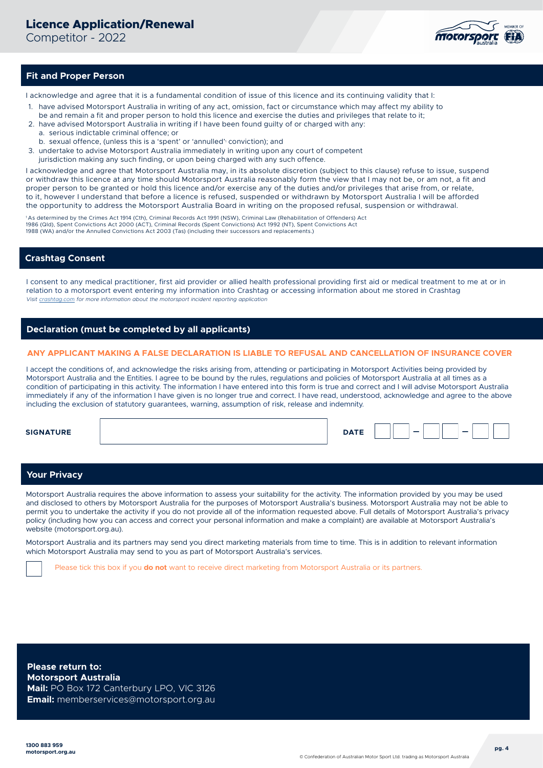# Licence Application/Renewal

Competitor - 2022

## Fit and Proper Person

I acknowledge and agree that it is a fundamental condition of issue of this licence and its continuing validity that I:

1. have advised Motorsport Australia in writing of any act, omission, fact or circumstance which may affect my ability to be and remain a fit and proper person to hold this licence and exercise the duties and privileges that relate to it;
2. have advised Motorsport Australia in writing if I have been found guilty of or charged with any:
   a. serious indictable criminal offence; or
   b. sexual offence, (unless this is a 'spent' or 'annulled'[1] conviction); and
3. undertake to advise Motorsport Australia immediately in writing upon any court of competent jurisdiction making any such finding, or upon being charged with any such offence.

I acknowledge and agree that Motorsport Australia may, in its absolute discretion (subject to this clause) refuse to issue, suspend or withdraw this licence at any time should Motorsport Australia reasonably form the view that I may not be, or am not, a fit and proper person to be granted or hold this licence and/or exercise any of the duties and/or privileges that arise from, or relate, to it, however I understand that before a licence is refused, suspended or withdrawn by Motorsport Australia I will be afforded the opportunity to address the Motorsport Australia Board in writing on the proposed refusal, suspension or withdrawal.

[1] As determined by the Crimes Act 1914 (Cth), Criminal Records Act 1991 (NSW), Criminal Law (Rehabilitation of Offenders) Act 1986 (Qld), Spent Convictions Act 2000 (ACT), Criminal Records (Spent Convictions) Act 1992 (NT), Spent Convictions Act 1988 (WA) and/or the Annulled Convictions Act 2003 (Tas) (including their successors and replacements.)

## Crashtag Consent

I consent to any medical practitioner, first aid provider or allied health professional providing first aid or medical treatment to me at or in relation to a motorsport event entering my information into Crashtag or accessing information about me stored in Crashtag

*Visit crashtag.com for more information about the motorsport incident reporting application*

## Declaration (must be completed by all applicants)

**ANY APPLICANT MAKING A FALSE DECLARATION IS LIABLE TO REFUSAL AND CANCELLATION OF INSURANCE COVER**

I accept the conditions of, and acknowledge the risks arising from, attending or participating in Motorsport Activities being provided by Motorsport Australia and the Entities. I agree to be bound by the rules, regulations and policies of Motorsport Australia at all times as a condition of participating in this activity. The information I have entered into this form is true and correct and I will advise Motorsport Australia immediately if any of the information I have given is no longer true and correct. I have read, understood, acknowledge and agree to the above including the exclusion of statutory guarantees, warning, assumption of risk, release and indemnity.

**SIGNATURE** ______________________ **DATE** __ __ – __ __ – __ __

## Your Privacy

Motorsport Australia requires the above information to assess your suitability for the activity. The information provided by you may be used and disclosed to others by Motorsport Australia for the purposes of Motorsport Australia's business. Motorsport Australia may not be able to permit you to undertake the activity if you do not provide all of the information requested above. Full details of Motorsport Australia's privacy policy (including how you can access and correct your personal information and make a complaint) are available at Motorsport Australia's website (motorsport.org.au).

Motorsport Australia and its partners may send you direct marketing materials from time to time. This is in addition to relevant information which Motorsport Australia may send to you as part of Motorsport Australia's services.

☐ Please tick this box if you **do not** want to receive direct marketing from Motorsport Australia or its partners.

**Please return to:**
**Motorsport Australia**
**Mail:** PO Box 172 Canterbury LPO, VIC 3126
**Email:** memberservices@motorsport.org.au